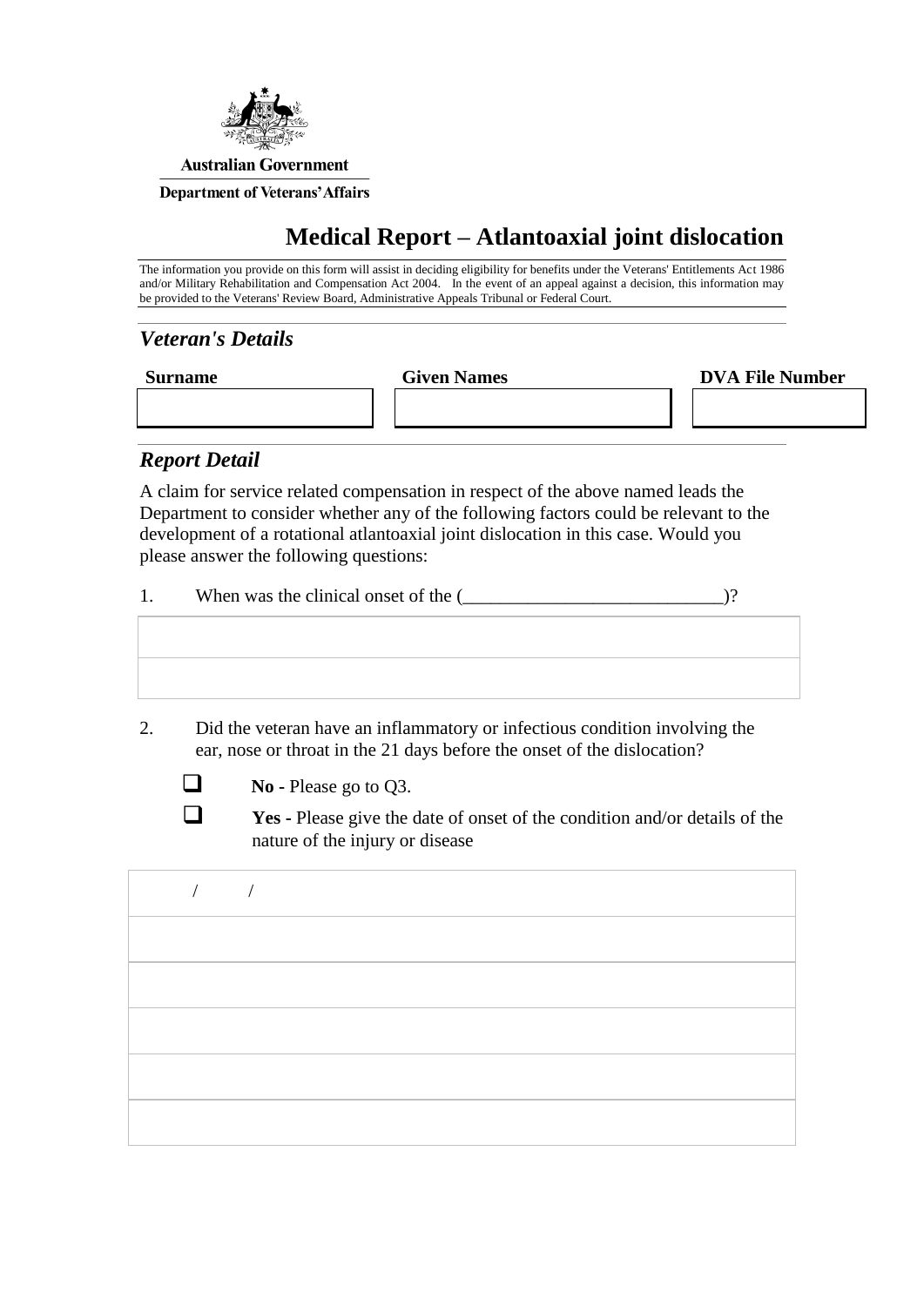Australian Government

Department of Veterans' Affairs

# Medical Report – Atlantoaxial joint dislocation

The information you provide on this form will assist in deciding eligibility for benefits under the Veterans' Entitlements Act 1986 and/or Military Rehabilitation and Compensation Act 2004. In the event of an appeal against a decision, this information may be provided to the Veterans' Review Board, Administrative Appeals Tribunal or Federal Court.

## *Veteran's Details*

| Surname | Given Names | DVA File Number |
|---|---|---|
| | | |

## *Report Detail*

A claim for service related compensation in respect of the above named leads the Department to consider whether any of the following factors could be relevant to the development of a rotational atlantoaxial joint dislocation in this case. Would you please answer the following questions:

1. When was the clinical onset of the (___________________________)?

2. Did the veteran have an inflammatory or infectious condition involving the ear, nose or throat in the 21 days before the onset of the dislocation?

   ☐ **No -** Please go to Q3.

   ☐ **Yes -** Please give the date of onset of the condition and/or details of the nature of the injury or disease

   / /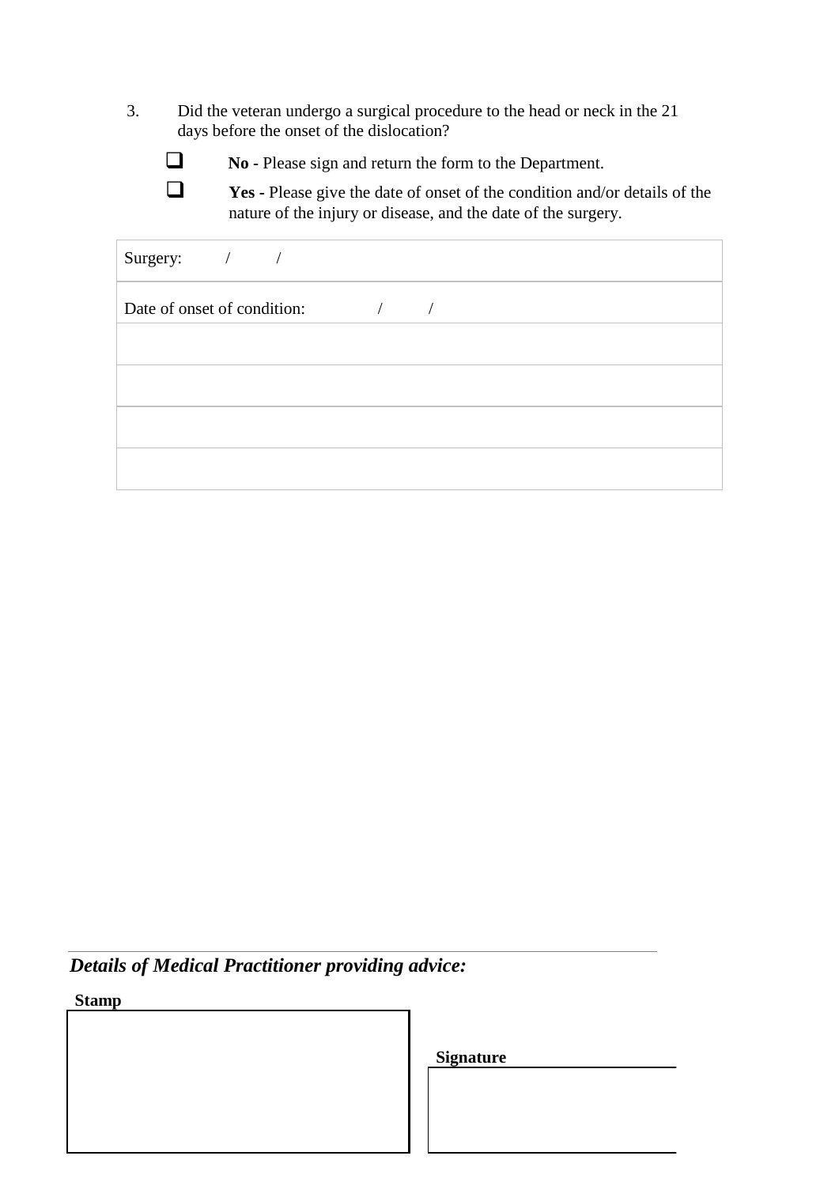3. Did the veteran undergo a surgical procedure to the head or neck in the 21 days before the onset of the dislocation?

   - ☐ **No -** Please sign and return the form to the Department.
   - ☐ **Yes -** Please give the date of onset of the condition and/or details of the nature of the injury or disease, and the date of the surgery.

| |
|---|
| Surgery: / / |
| Date of onset of condition: / / |
| |
| |
| |
| |

***Details of Medical Practitioner providing advice:***

**Stamp**

**Signature**